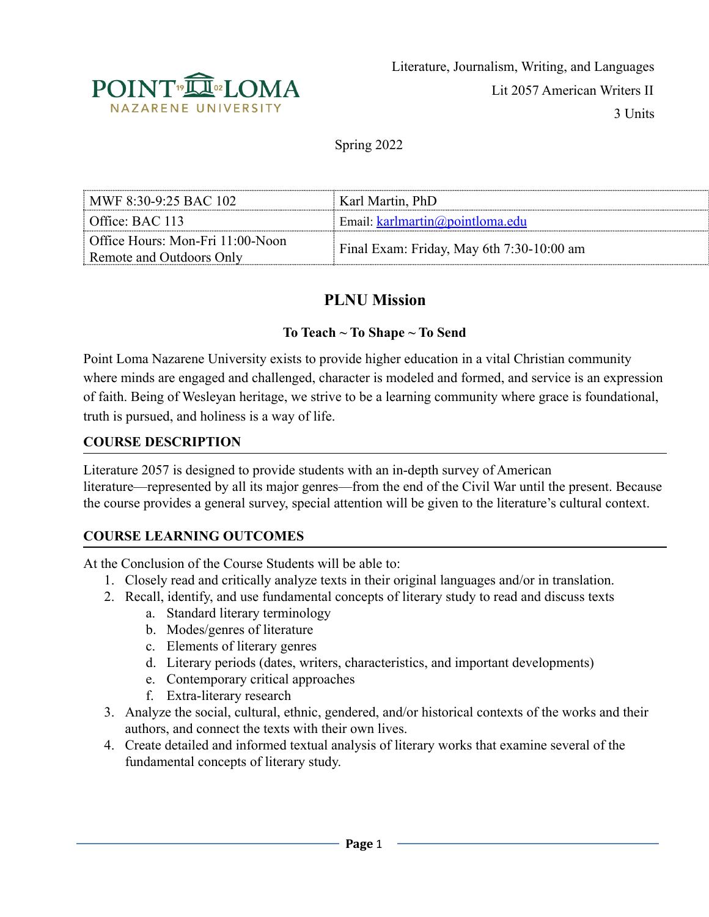Literature, Journalism, Writing, and Languages

Lit 2057 American Writers II

3 Units

Spring 2022

| MWF 8:30-9:25 BAC 102 | Karl Martin, PhD |
|---|---|
| Office: BAC 113 | Email: karlmartin@pointloma.edu |
| Office Hours: Mon-Fri 11:00-Noon Remote and Outdoors Only | Final Exam: Friday, May 6th 7:30-10:00 am |

## PLNU Mission

**To Teach ~ To Shape ~ To Send**

Point Loma Nazarene University exists to provide higher education in a vital Christian community where minds are engaged and challenged, character is modeled and formed, and service is an expression of faith. Being of Wesleyan heritage, we strive to be a learning community where grace is foundational, truth is pursued, and holiness is a way of life.

### COURSE DESCRIPTION

Literature 2057 is designed to provide students with an in-depth survey of American literature—represented by all its major genres—from the end of the Civil War until the present. Because the course provides a general survey, special attention will be given to the literature's cultural context.

### COURSE LEARNING OUTCOMES

At the Conclusion of the Course Students will be able to:

1. Closely read and critically analyze texts in their original languages and/or in translation.
2. Recall, identify, and use fundamental concepts of literary study to read and discuss texts
   a. Standard literary terminology
   b. Modes/genres of literature
   c. Elements of literary genres
   d. Literary periods (dates, writers, characteristics, and important developments)
   e. Contemporary critical approaches
   f. Extra-literary research
3. Analyze the social, cultural, ethnic, gendered, and/or historical contexts of the works and their authors, and connect the texts with their own lives.
4. Create detailed and informed textual analysis of literary works that examine several of the fundamental concepts of literary study.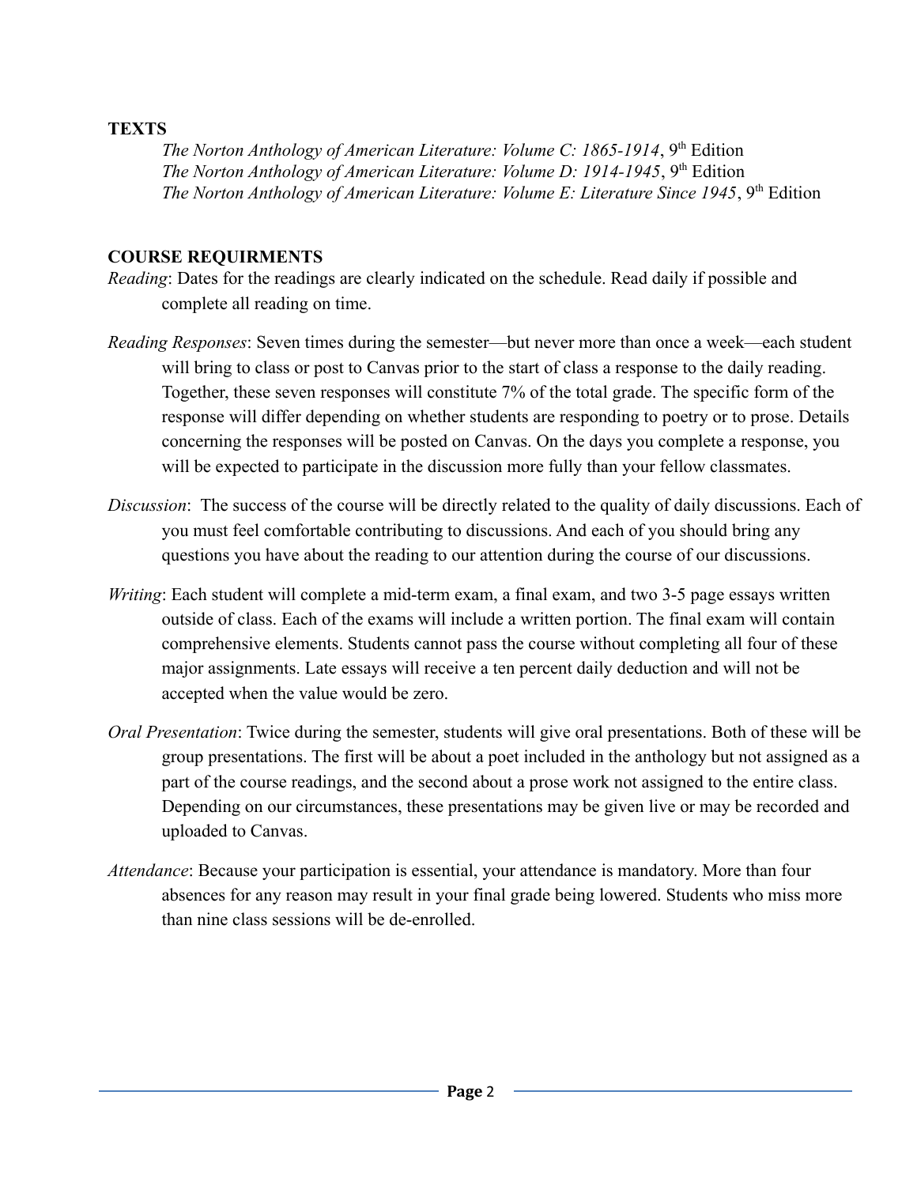**TEXTS**

*The Norton Anthology of American Literature: Volume C: 1865-1914*, 9th Edition
*The Norton Anthology of American Literature: Volume D: 1914-1945*, 9th Edition
*The Norton Anthology of American Literature: Volume E: Literature Since 1945*, 9th Edition

**COURSE REQUIRMENTS**

*Reading*: Dates for the readings are clearly indicated on the schedule. Read daily if possible and complete all reading on time.

*Reading Responses*: Seven times during the semester—but never more than once a week—each student will bring to class or post to Canvas prior to the start of class a response to the daily reading. Together, these seven responses will constitute 7% of the total grade. The specific form of the response will differ depending on whether students are responding to poetry or to prose. Details concerning the responses will be posted on Canvas. On the days you complete a response, you will be expected to participate in the discussion more fully than your fellow classmates.

*Discussion*: The success of the course will be directly related to the quality of daily discussions. Each of you must feel comfortable contributing to discussions. And each of you should bring any questions you have about the reading to our attention during the course of our discussions.

*Writing*: Each student will complete a mid-term exam, a final exam, and two 3-5 page essays written outside of class. Each of the exams will include a written portion. The final exam will contain comprehensive elements. Students cannot pass the course without completing all four of these major assignments. Late essays will receive a ten percent daily deduction and will not be accepted when the value would be zero.

*Oral Presentation*: Twice during the semester, students will give oral presentations. Both of these will be group presentations. The first will be about a poet included in the anthology but not assigned as a part of the course readings, and the second about a prose work not assigned to the entire class. Depending on our circumstances, these presentations may be given live or may be recorded and uploaded to Canvas.

*Attendance*: Because your participation is essential, your attendance is mandatory. More than four absences for any reason may result in your final grade being lowered. Students who miss more than nine class sessions will be de-enrolled.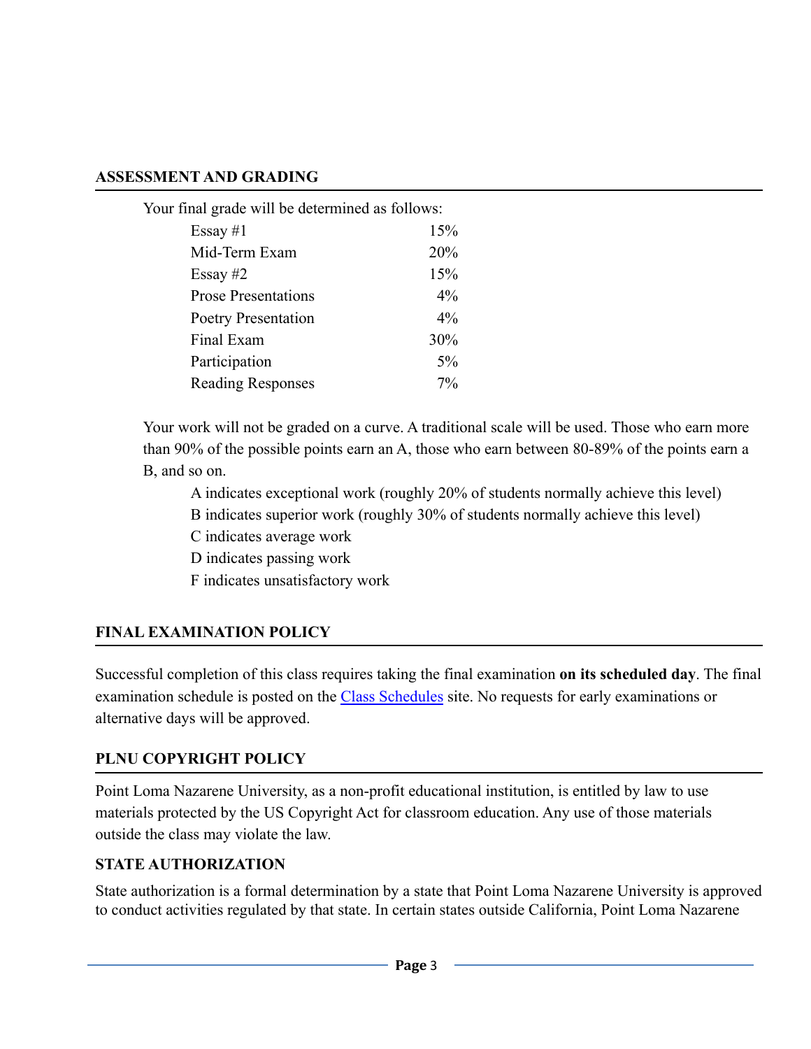## ASSESSMENT AND GRADING

Your final grade will be determined as follows:

| | |
|---|---|
| Essay #1 | 15% |
| Mid-Term Exam | 20% |
| Essay #2 | 15% |
| Prose Presentations | 4% |
| Poetry Presentation | 4% |
| Final Exam | 30% |
| Participation | 5% |
| Reading Responses | 7% |

Your work will not be graded on a curve. A traditional scale will be used. Those who earn more than 90% of the possible points earn an A, those who earn between 80-89% of the points earn a B, and so on.

- A indicates exceptional work (roughly 20% of students normally achieve this level)
- B indicates superior work (roughly 30% of students normally achieve this level)
- C indicates average work
- D indicates passing work
- F indicates unsatisfactory work

## FINAL EXAMINATION POLICY

Successful completion of this class requires taking the final examination **on its scheduled day**. The final examination schedule is posted on the Class Schedules site. No requests for early examinations or alternative days will be approved.

## PLNU COPYRIGHT POLICY

Point Loma Nazarene University, as a non-profit educational institution, is entitled by law to use materials protected by the US Copyright Act for classroom education. Any use of those materials outside the class may violate the law.

## STATE AUTHORIZATION

State authorization is a formal determination by a state that Point Loma Nazarene University is approved to conduct activities regulated by that state. In certain states outside California, Point Loma Nazarene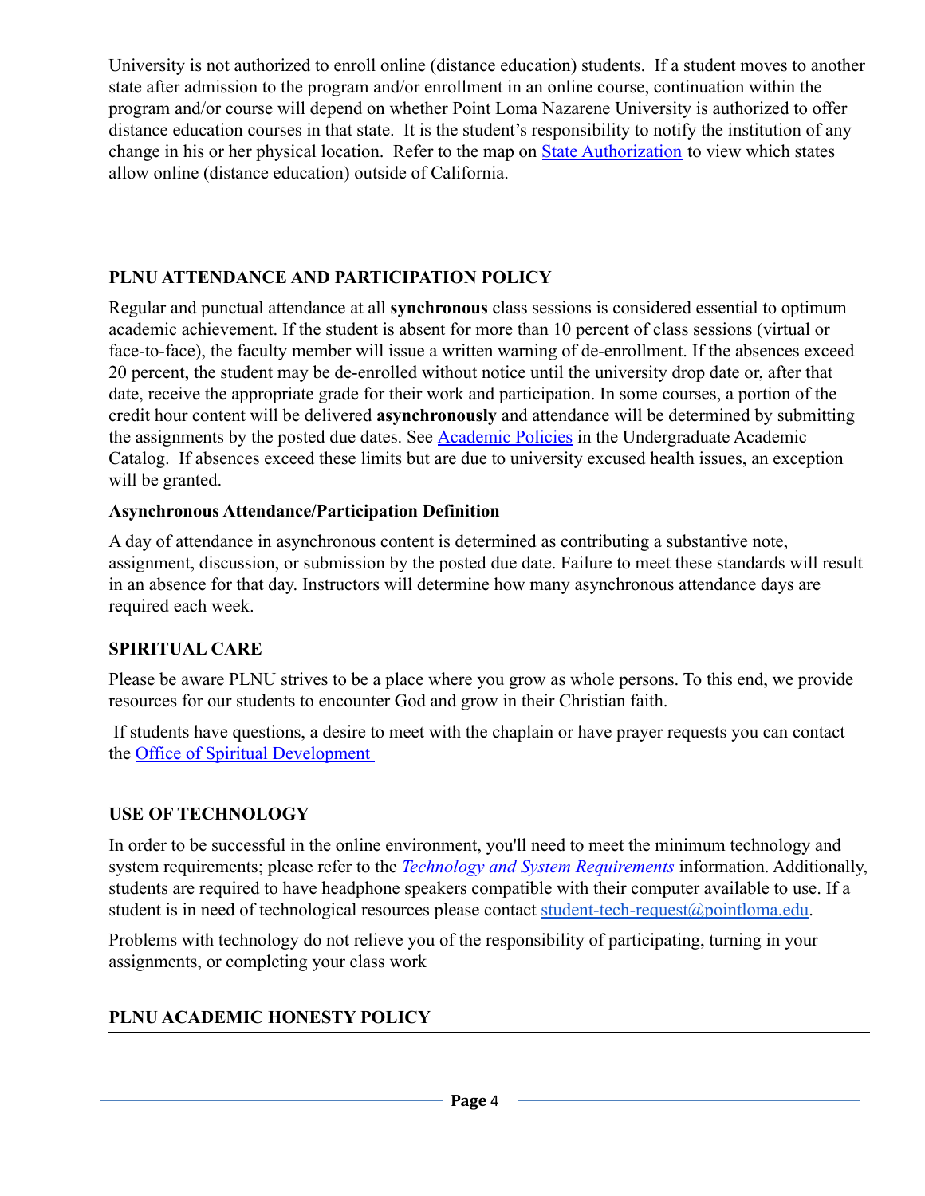University is not authorized to enroll online (distance education) students. If a student moves to another state after admission to the program and/or enrollment in an online course, continuation within the program and/or course will depend on whether Point Loma Nazarene University is authorized to offer distance education courses in that state. It is the student's responsibility to notify the institution of any change in his or her physical location. Refer to the map on [State Authorization]() to view which states allow online (distance education) outside of California.

## PLNU ATTENDANCE AND PARTICIPATION POLICY

Regular and punctual attendance at all **synchronous** class sessions is considered essential to optimum academic achievement. If the student is absent for more than 10 percent of class sessions (virtual or face-to-face), the faculty member will issue a written warning of de-enrollment. If the absences exceed 20 percent, the student may be de-enrolled without notice until the university drop date or, after that date, receive the appropriate grade for their work and participation. In some courses, a portion of the credit hour content will be delivered **asynchronously** and attendance will be determined by submitting the assignments by the posted due dates. See [Academic Policies]() in the Undergraduate Academic Catalog. If absences exceed these limits but are due to university excused health issues, an exception will be granted.

### Asynchronous Attendance/Participation Definition

A day of attendance in asynchronous content is determined as contributing a substantive note, assignment, discussion, or submission by the posted due date. Failure to meet these standards will result in an absence for that day. Instructors will determine how many asynchronous attendance days are required each week.

## SPIRITUAL CARE

Please be aware PLNU strives to be a place where you grow as whole persons. To this end, we provide resources for our students to encounter God and grow in their Christian faith.

If students have questions, a desire to meet with the chaplain or have prayer requests you can contact the [Office of Spiritual Development]()

## USE OF TECHNOLOGY

In order to be successful in the online environment, you'll need to meet the minimum technology and system requirements; please refer to the [*Technology and System Requirements*]() information. Additionally, students are required to have headphone speakers compatible with their computer available to use. If a student is in need of technological resources please contact [student-tech-request@pointloma.edu](mailto:student-tech-request@pointloma.edu).

Problems with technology do not relieve you of the responsibility of participating, turning in your assignments, or completing your class work

## PLNU ACADEMIC HONESTY POLICY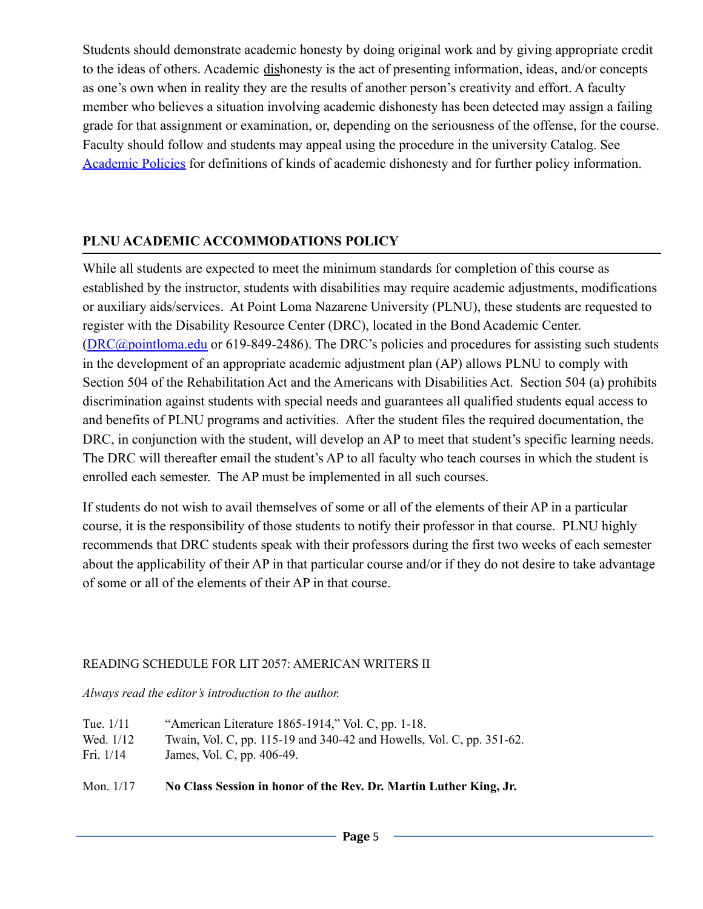Students should demonstrate academic honesty by doing original work and by giving appropriate credit to the ideas of others. Academic dishonesty is the act of presenting information, ideas, and/or concepts as one's own when in reality they are the results of another person's creativity and effort. A faculty member who believes a situation involving academic dishonesty has been detected may assign a failing grade for that assignment or examination, or, depending on the seriousness of the offense, for the course. Faculty should follow and students may appeal using the procedure in the university Catalog. See [Academic Policies] for definitions of kinds of academic dishonesty and for further policy information.

## PLNU ACADEMIC ACCOMMODATIONS POLICY

While all students are expected to meet the minimum standards for completion of this course as established by the instructor, students with disabilities may require academic adjustments, modifications or auxiliary aids/services. At Point Loma Nazarene University (PLNU), these students are requested to register with the Disability Resource Center (DRC), located in the Bond Academic Center. (DRC@pointloma.edu or 619-849-2486). The DRC's policies and procedures for assisting such students in the development of an appropriate academic adjustment plan (AP) allows PLNU to comply with Section 504 of the Rehabilitation Act and the Americans with Disabilities Act. Section 504 (a) prohibits discrimination against students with special needs and guarantees all qualified students equal access to and benefits of PLNU programs and activities. After the student files the required documentation, the DRC, in conjunction with the student, will develop an AP to meet that student's specific learning needs. The DRC will thereafter email the student's AP to all faculty who teach courses in which the student is enrolled each semester. The AP must be implemented in all such courses.

If students do not wish to avail themselves of some or all of the elements of their AP in a particular course, it is the responsibility of those students to notify their professor in that course. PLNU highly recommends that DRC students speak with their professors during the first two weeks of each semester about the applicability of their AP in that particular course and/or if they do not desire to take advantage of some or all of the elements of their AP in that course.

READING SCHEDULE FOR LIT 2057: AMERICAN WRITERS II

*Always read the editor's introduction to the author.*

Tue. 1/11 "American Literature 1865-1914," Vol. C, pp. 1-18.
Wed. 1/12 Twain, Vol. C, pp. 115-19 and 340-42 and Howells, Vol. C, pp. 351-62.
Fri. 1/14 James, Vol. C, pp. 406-49.

Mon. 1/17 **No Class Session in honor of the Rev. Dr. Martin Luther King, Jr.**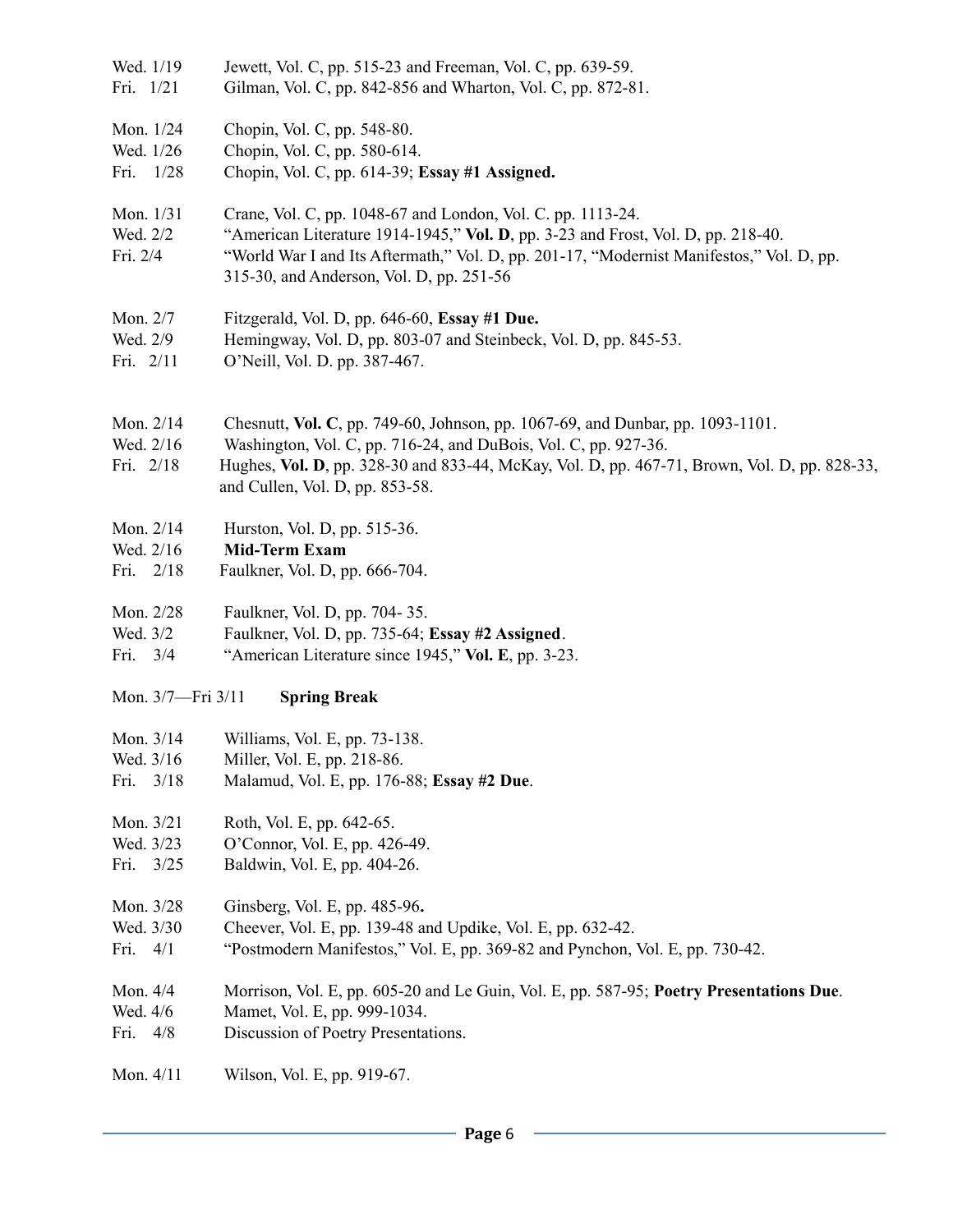Wed. 1/19 Jewett, Vol. C, pp. 515-23 and Freeman, Vol. C, pp. 639-59.
Fri. 1/21 Gilman, Vol. C, pp. 842-856 and Wharton, Vol. C, pp. 872-81.

Mon. 1/24 Chopin, Vol. C, pp. 548-80.
Wed. 1/26 Chopin, Vol. C, pp. 580-614.
Fri. 1/28 Chopin, Vol. C, pp. 614-39; **Essay #1 Assigned.**

Mon. 1/31 Crane, Vol. C, pp. 1048-67 and London, Vol. C. pp. 1113-24.
Wed. 2/2 "American Literature 1914-1945," **Vol. D**, pp. 3-23 and Frost, Vol. D, pp. 218-40.
Fri. 2/4 "World War I and Its Aftermath," Vol. D, pp. 201-17, "Modernist Manifestos," Vol. D, pp. 315-30, and Anderson, Vol. D, pp. 251-56

Mon. 2/7 Fitzgerald, Vol. D, pp. 646-60, **Essay #1 Due.**
Wed. 2/9 Hemingway, Vol. D, pp. 803-07 and Steinbeck, Vol. D, pp. 845-53.
Fri. 2/11 O'Neill, Vol. D. pp. 387-467.

Mon. 2/14 Chesnutt, **Vol. C**, pp. 749-60, Johnson, pp. 1067-69, and Dunbar, pp. 1093-1101.
Wed. 2/16 Washington, Vol. C, pp. 716-24, and DuBois, Vol. C, pp. 927-36.
Fri. 2/18 Hughes, **Vol. D**, pp. 328-30 and 833-44, McKay, Vol. D, pp. 467-71, Brown, Vol. D, pp. 828-33, and Cullen, Vol. D, pp. 853-58.

Mon. 2/14 Hurston, Vol. D, pp. 515-36.
Wed. 2/16 **Mid-Term Exam**
Fri. 2/18 Faulkner, Vol. D, pp. 666-704.

Mon. 2/28 Faulkner, Vol. D, pp. 704- 35.
Wed. 3/2 Faulkner, Vol. D, pp. 735-64; **Essay #2 Assigned**.
Fri. 3/4 "American Literature since 1945," **Vol. E**, pp. 3-23.

Mon. 3/7—Fri 3/11 **Spring Break**

Mon. 3/14 Williams, Vol. E, pp. 73-138.
Wed. 3/16 Miller, Vol. E, pp. 218-86.
Fri. 3/18 Malamud, Vol. E, pp. 176-88; **Essay #2 Due**.

Mon. 3/21 Roth, Vol. E, pp. 642-65.
Wed. 3/23 O'Connor, Vol. E, pp. 426-49.
Fri. 3/25 Baldwin, Vol. E, pp. 404-26.

Mon. 3/28 Ginsberg, Vol. E, pp. 485-96**.**
Wed. 3/30 Cheever, Vol. E, pp. 139-48 and Updike, Vol. E, pp. 632-42.
Fri. 4/1 "Postmodern Manifestos," Vol. E, pp. 369-82 and Pynchon, Vol. E, pp. 730-42.

Mon. 4/4 Morrison, Vol. E, pp. 605-20 and Le Guin, Vol. E, pp. 587-95; **Poetry Presentations Due**.
Wed. 4/6 Mamet, Vol. E, pp. 999-1034.
Fri. 4/8 Discussion of Poetry Presentations.

Mon. 4/11 Wilson, Vol. E, pp. 919-67.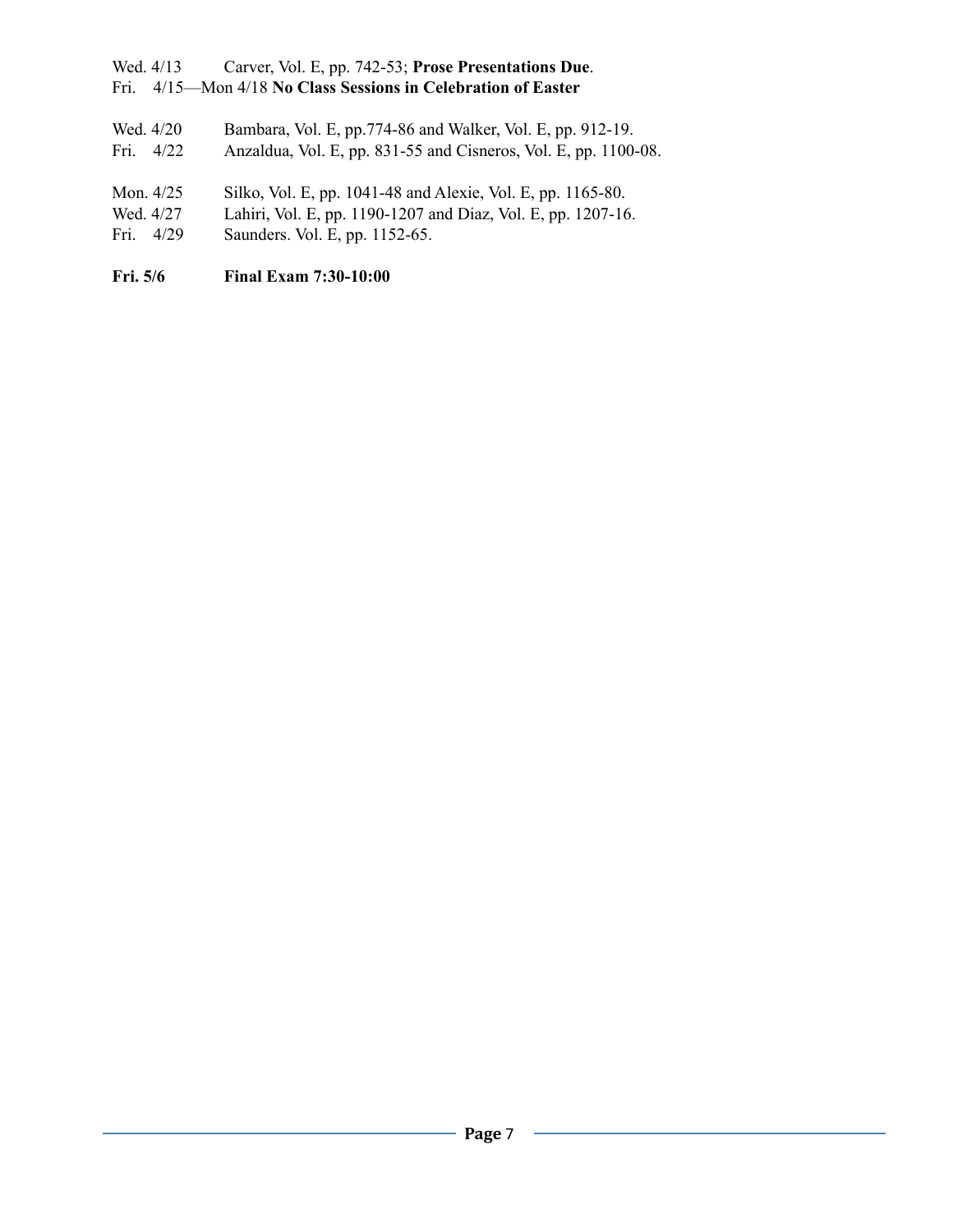Wed. 4/13 Carver, Vol. E, pp. 742-53; **Prose Presentations Due**.

Fri. 4/15—Mon 4/18 **No Class Sessions in Celebration of Easter**

Wed. 4/20 Bambara, Vol. E, pp.774-86 and Walker, Vol. E, pp. 912-19.

Fri. 4/22 Anzaldua, Vol. E, pp. 831-55 and Cisneros, Vol. E, pp. 1100-08.

Mon. 4/25 Silko, Vol. E, pp. 1041-48 and Alexie, Vol. E, pp. 1165-80.

Wed. 4/27 Lahiri, Vol. E, pp. 1190-1207 and Diaz, Vol. E, pp. 1207-16.

Fri. 4/29 Saunders. Vol. E, pp. 1152-65.

**Fri. 5/6 Final Exam 7:30-10:00**